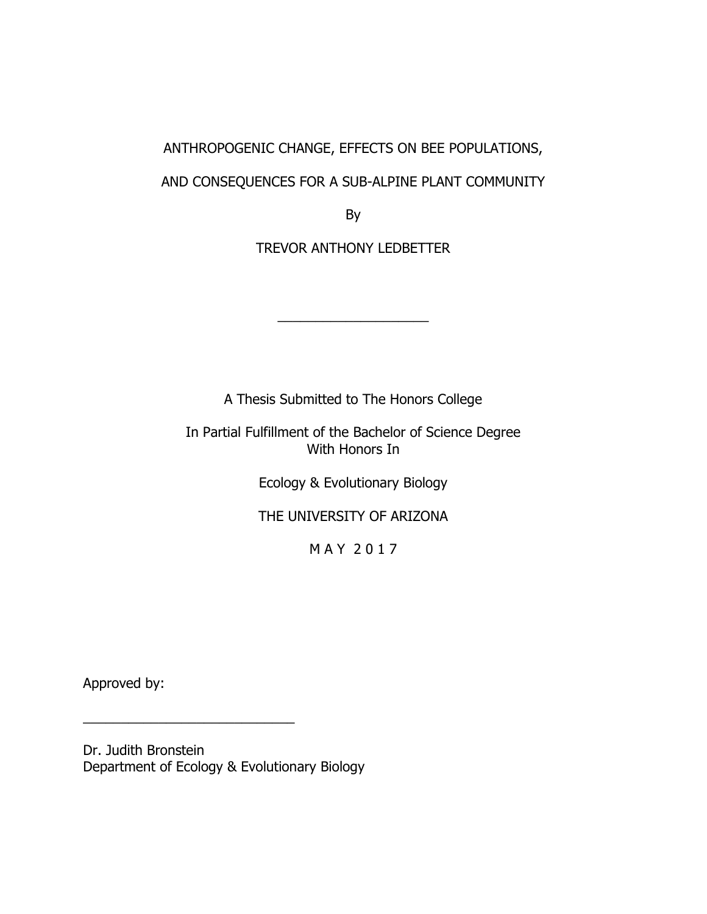# ANTHROPOGENIC CHANGE, EFFECTS ON BEE POPULATIONS, AND CONSEQUENCES FOR A SUB-ALPINE PLANT COMMUNITY

By

TREVOR ANTHONY LEDBETTER

____________________

A Thesis Submitted to The Honors College

In Partial Fulfillment of the Bachelor of Science Degree
With Honors In

Ecology & Evolutionary Biology

THE UNIVERSITY OF ARIZONA

M A Y 2 0 1 7

Approved by:

____________________________

Dr. Judith Bronstein
Department of Ecology & Evolutionary Biology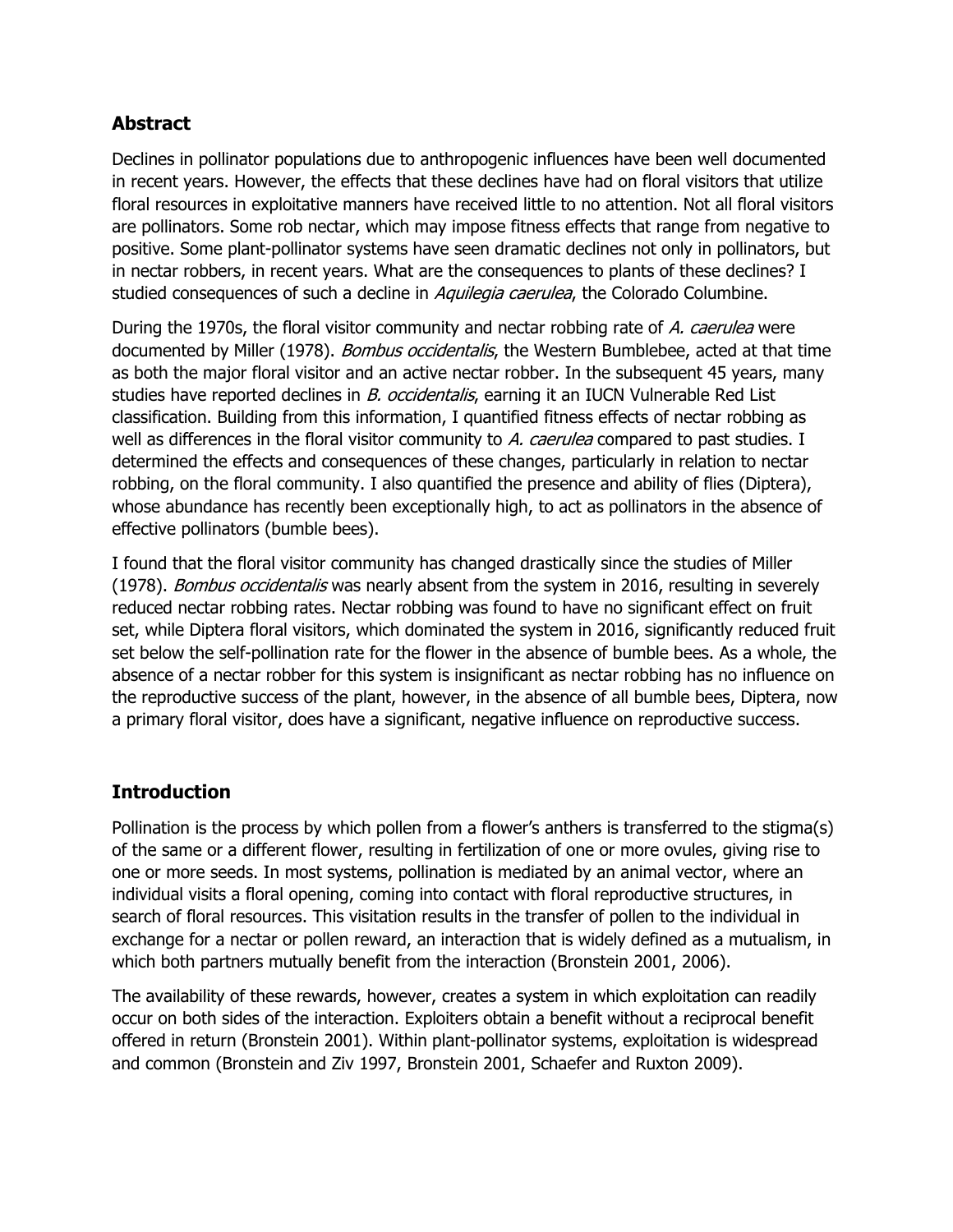## Abstract

Declines in pollinator populations due to anthropogenic influences have been well documented in recent years. However, the effects that these declines have had on floral visitors that utilize floral resources in exploitative manners have received little to no attention. Not all floral visitors are pollinators. Some rob nectar, which may impose fitness effects that range from negative to positive. Some plant-pollinator systems have seen dramatic declines not only in pollinators, but in nectar robbers, in recent years. What are the consequences to plants of these declines? I studied consequences of such a decline in *Aquilegia caerulea*, the Colorado Columbine.

During the 1970s, the floral visitor community and nectar robbing rate of *A. caerulea* were documented by Miller (1978). *Bombus occidentalis*, the Western Bumblebee, acted at that time as both the major floral visitor and an active nectar robber. In the subsequent 45 years, many studies have reported declines in *B. occidentalis*, earning it an IUCN Vulnerable Red List classification. Building from this information, I quantified fitness effects of nectar robbing as well as differences in the floral visitor community to *A. caerulea* compared to past studies. I determined the effects and consequences of these changes, particularly in relation to nectar robbing, on the floral community. I also quantified the presence and ability of flies (Diptera), whose abundance has recently been exceptionally high, to act as pollinators in the absence of effective pollinators (bumble bees).

I found that the floral visitor community has changed drastically since the studies of Miller (1978). *Bombus occidentalis* was nearly absent from the system in 2016, resulting in severely reduced nectar robbing rates. Nectar robbing was found to have no significant effect on fruit set, while Diptera floral visitors, which dominated the system in 2016, significantly reduced fruit set below the self-pollination rate for the flower in the absence of bumble bees. As a whole, the absence of a nectar robber for this system is insignificant as nectar robbing has no influence on the reproductive success of the plant, however, in the absence of all bumble bees, Diptera, now a primary floral visitor, does have a significant, negative influence on reproductive success.

## Introduction

Pollination is the process by which pollen from a flower's anthers is transferred to the stigma(s) of the same or a different flower, resulting in fertilization of one or more ovules, giving rise to one or more seeds. In most systems, pollination is mediated by an animal vector, where an individual visits a floral opening, coming into contact with floral reproductive structures, in search of floral resources. This visitation results in the transfer of pollen to the individual in exchange for a nectar or pollen reward, an interaction that is widely defined as a mutualism, in which both partners mutually benefit from the interaction (Bronstein 2001, 2006).

The availability of these rewards, however, creates a system in which exploitation can readily occur on both sides of the interaction. Exploiters obtain a benefit without a reciprocal benefit offered in return (Bronstein 2001). Within plant-pollinator systems, exploitation is widespread and common (Bronstein and Ziv 1997, Bronstein 2001, Schaefer and Ruxton 2009).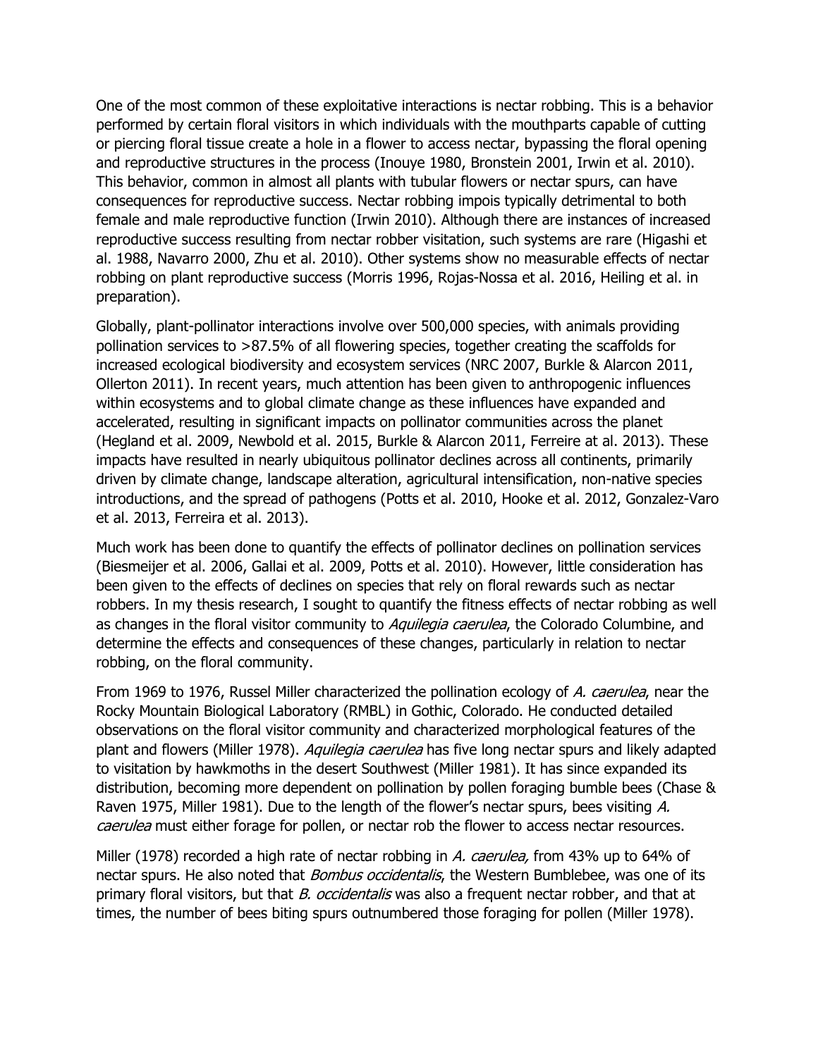One of the most common of these exploitative interactions is nectar robbing. This is a behavior performed by certain floral visitors in which individuals with the mouthparts capable of cutting or piercing floral tissue create a hole in a flower to access nectar, bypassing the floral opening and reproductive structures in the process (Inouye 1980, Bronstein 2001, Irwin et al. 2010). This behavior, common in almost all plants with tubular flowers or nectar spurs, can have consequences for reproductive success. Nectar robbing impois typically detrimental to both female and male reproductive function (Irwin 2010). Although there are instances of increased reproductive success resulting from nectar robber visitation, such systems are rare (Higashi et al. 1988, Navarro 2000, Zhu et al. 2010). Other systems show no measurable effects of nectar robbing on plant reproductive success (Morris 1996, Rojas-Nossa et al. 2016, Heiling et al. in preparation).

Globally, plant-pollinator interactions involve over 500,000 species, with animals providing pollination services to >87.5% of all flowering species, together creating the scaffolds for increased ecological biodiversity and ecosystem services (NRC 2007, Burkle & Alarcon 2011, Ollerton 2011). In recent years, much attention has been given to anthropogenic influences within ecosystems and to global climate change as these influences have expanded and accelerated, resulting in significant impacts on pollinator communities across the planet (Hegland et al. 2009, Newbold et al. 2015, Burkle & Alarcon 2011, Ferreire at al. 2013). These impacts have resulted in nearly ubiquitous pollinator declines across all continents, primarily driven by climate change, landscape alteration, agricultural intensification, non-native species introductions, and the spread of pathogens (Potts et al. 2010, Hooke et al. 2012, Gonzalez-Varo et al. 2013, Ferreira et al. 2013).

Much work has been done to quantify the effects of pollinator declines on pollination services (Biesmeijer et al. 2006, Gallai et al. 2009, Potts et al. 2010). However, little consideration has been given to the effects of declines on species that rely on floral rewards such as nectar robbers. In my thesis research, I sought to quantify the fitness effects of nectar robbing as well as changes in the floral visitor community to *Aquilegia caerulea*, the Colorado Columbine, and determine the effects and consequences of these changes, particularly in relation to nectar robbing, on the floral community.

From 1969 to 1976, Russel Miller characterized the pollination ecology of *A. caerulea*, near the Rocky Mountain Biological Laboratory (RMBL) in Gothic, Colorado. He conducted detailed observations on the floral visitor community and characterized morphological features of the plant and flowers (Miller 1978). *Aquilegia caerulea* has five long nectar spurs and likely adapted to visitation by hawkmoths in the desert Southwest (Miller 1981). It has since expanded its distribution, becoming more dependent on pollination by pollen foraging bumble bees (Chase & Raven 1975, Miller 1981). Due to the length of the flower's nectar spurs, bees visiting *A. caerulea* must either forage for pollen, or nectar rob the flower to access nectar resources.

Miller (1978) recorded a high rate of nectar robbing in *A. caerulea,* from 43% up to 64% of nectar spurs. He also noted that *Bombus occidentalis*, the Western Bumblebee, was one of its primary floral visitors, but that *B. occidentalis* was also a frequent nectar robber, and that at times, the number of bees biting spurs outnumbered those foraging for pollen (Miller 1978).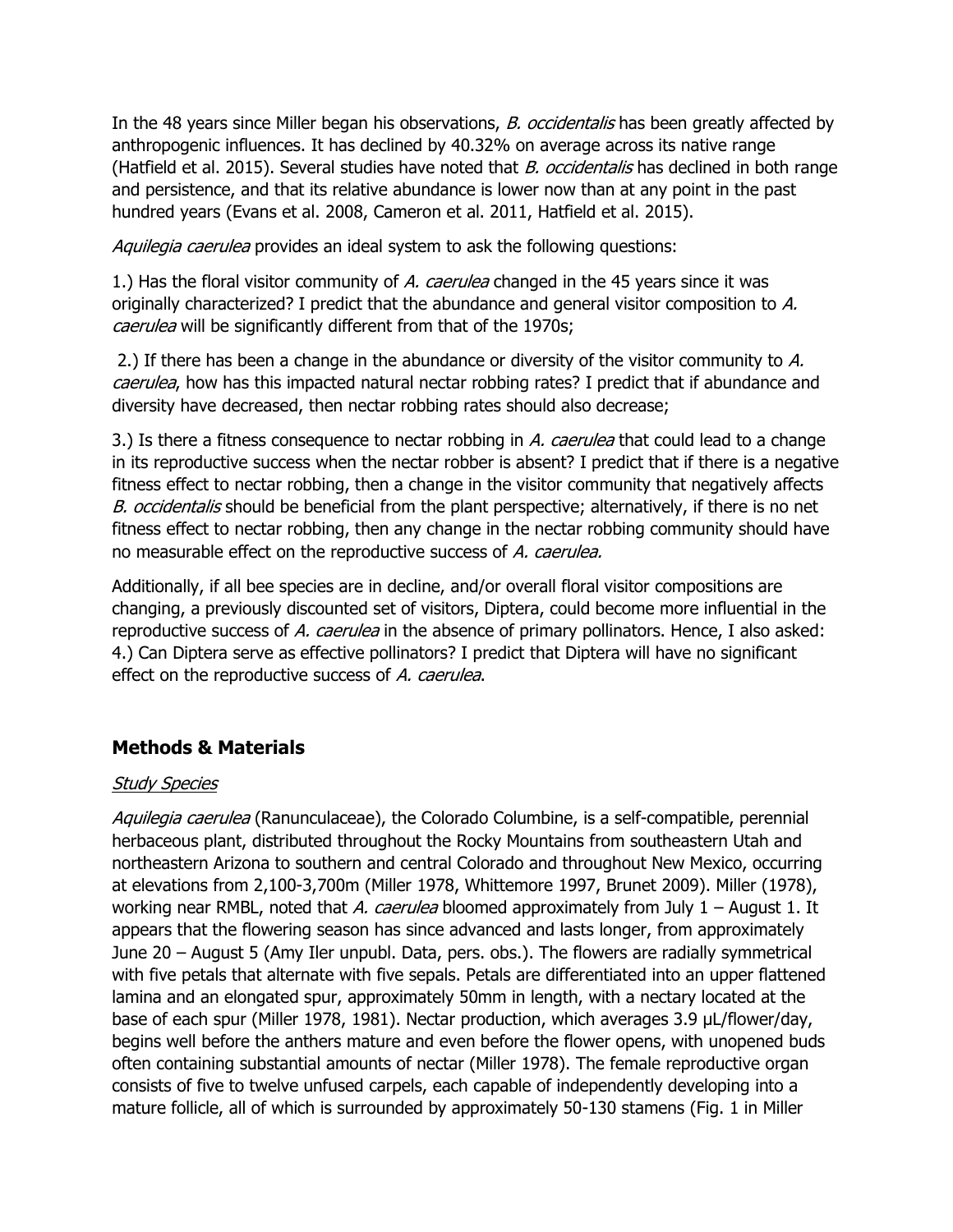In the 48 years since Miller began his observations, *B. occidentalis* has been greatly affected by anthropogenic influences. It has declined by 40.32% on average across its native range (Hatfield et al. 2015). Several studies have noted that *B. occidentalis* has declined in both range and persistence, and that its relative abundance is lower now than at any point in the past hundred years (Evans et al. 2008, Cameron et al. 2011, Hatfield et al. 2015).

*Aquilegia caerulea* provides an ideal system to ask the following questions:

1.) Has the floral visitor community of *A. caerulea* changed in the 45 years since it was originally characterized? I predict that the abundance and general visitor composition to *A. caerulea* will be significantly different from that of the 1970s;

2.) If there has been a change in the abundance or diversity of the visitor community to *A. caerulea*, how has this impacted natural nectar robbing rates? I predict that if abundance and diversity have decreased, then nectar robbing rates should also decrease;

3.) Is there a fitness consequence to nectar robbing in *A. caerulea* that could lead to a change in its reproductive success when the nectar robber is absent? I predict that if there is a negative fitness effect to nectar robbing, then a change in the visitor community that negatively affects *B. occidentalis* should be beneficial from the plant perspective; alternatively, if there is no net fitness effect to nectar robbing, then any change in the nectar robbing community should have no measurable effect on the reproductive success of *A. caerulea.*

Additionally, if all bee species are in decline, and/or overall floral visitor compositions are changing, a previously discounted set of visitors, Diptera, could become more influential in the reproductive success of *A. caerulea* in the absence of primary pollinators. Hence, I also asked: 4.) Can Diptera serve as effective pollinators? I predict that Diptera will have no significant effect on the reproductive success of *A. caerulea*.

## Methods & Materials

### Study Species

*Aquilegia caerulea* (Ranunculaceae), the Colorado Columbine, is a self-compatible, perennial herbaceous plant, distributed throughout the Rocky Mountains from southeastern Utah and northeastern Arizona to southern and central Colorado and throughout New Mexico, occurring at elevations from 2,100-3,700m (Miller 1978, Whittemore 1997, Brunet 2009). Miller (1978), working near RMBL, noted that *A. caerulea* bloomed approximately from July 1 – August 1. It appears that the flowering season has since advanced and lasts longer, from approximately June 20 – August 5 (Amy Iler unpubl. Data, pers. obs.). The flowers are radially symmetrical with five petals that alternate with five sepals. Petals are differentiated into an upper flattened lamina and an elongated spur, approximately 50mm in length, with a nectary located at the base of each spur (Miller 1978, 1981). Nectar production, which averages 3.9 μL/flower/day, begins well before the anthers mature and even before the flower opens, with unopened buds often containing substantial amounts of nectar (Miller 1978). The female reproductive organ consists of five to twelve unfused carpels, each capable of independently developing into a mature follicle, all of which is surrounded by approximately 50-130 stamens (Fig. 1 in Miller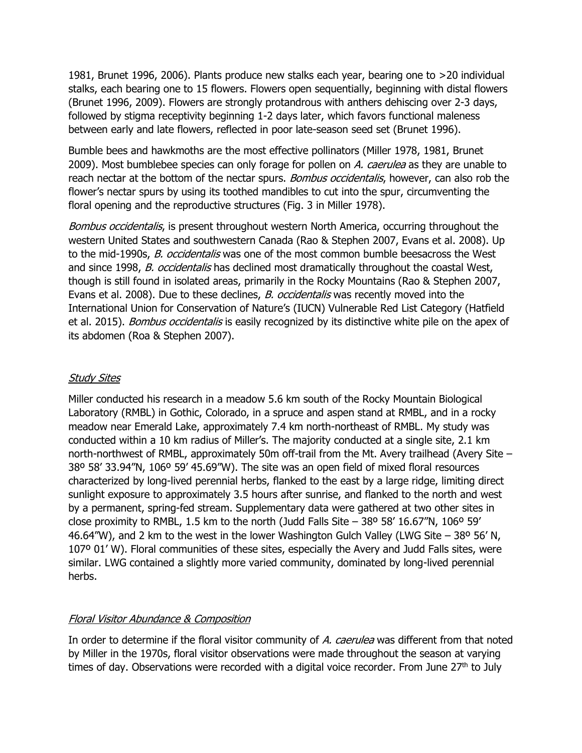1981, Brunet 1996, 2006). Plants produce new stalks each year, bearing one to >20 individual stalks, each bearing one to 15 flowers. Flowers open sequentially, beginning with distal flowers (Brunet 1996, 2009). Flowers are strongly protandrous with anthers dehiscing over 2-3 days, followed by stigma receptivity beginning 1-2 days later, which favors functional maleness between early and late flowers, reflected in poor late-season seed set (Brunet 1996).

Bumble bees and hawkmoths are the most effective pollinators (Miller 1978, 1981, Brunet 2009). Most bumblebee species can only forage for pollen on *A. caerulea* as they are unable to reach nectar at the bottom of the nectar spurs. *Bombus occidentalis*, however, can also rob the flower's nectar spurs by using its toothed mandibles to cut into the spur, circumventing the floral opening and the reproductive structures (Fig. 3 in Miller 1978).

*Bombus occidentalis*, is present throughout western North America, occurring throughout the western United States and southwestern Canada (Rao & Stephen 2007, Evans et al. 2008). Up to the mid-1990s, *B. occidentalis* was one of the most common bumble beesacross the West and since 1998, *B. occidentalis* has declined most dramatically throughout the coastal West, though is still found in isolated areas, primarily in the Rocky Mountains (Rao & Stephen 2007, Evans et al. 2008). Due to these declines, *B. occidentalis* was recently moved into the International Union for Conservation of Nature's (IUCN) Vulnerable Red List Category (Hatfield et al. 2015). *Bombus occidentalis* is easily recognized by its distinctive white pile on the apex of its abdomen (Roa & Stephen 2007).

## Study Sites

Miller conducted his research in a meadow 5.6 km south of the Rocky Mountain Biological Laboratory (RMBL) in Gothic, Colorado, in a spruce and aspen stand at RMBL, and in a rocky meadow near Emerald Lake, approximately 7.4 km north-northeast of RMBL. My study was conducted within a 10 km radius of Miller's. The majority conducted at a single site, 2.1 km north-northwest of RMBL, approximately 50m off-trail from the Mt. Avery trailhead (Avery Site – 38º 58′ 33.94″N, 106º 59′ 45.69″W). The site was an open field of mixed floral resources characterized by long-lived perennial herbs, flanked to the east by a large ridge, limiting direct sunlight exposure to approximately 3.5 hours after sunrise, and flanked to the north and west by a permanent, spring-fed stream. Supplementary data were gathered at two other sites in close proximity to RMBL, 1.5 km to the north (Judd Falls Site – 38º 58′ 16.67″N, 106º 59′ 46.64″W), and 2 km to the west in the lower Washington Gulch Valley (LWG Site – 38º 56′ N, 107º 01′ W). Floral communities of these sites, especially the Avery and Judd Falls sites, were similar. LWG contained a slightly more varied community, dominated by long-lived perennial herbs.

## Floral Visitor Abundance & Composition

In order to determine if the floral visitor community of *A. caerulea* was different from that noted by Miller in the 1970s, floral visitor observations were made throughout the season at varying times of day. Observations were recorded with a digital voice recorder. From June 27th to July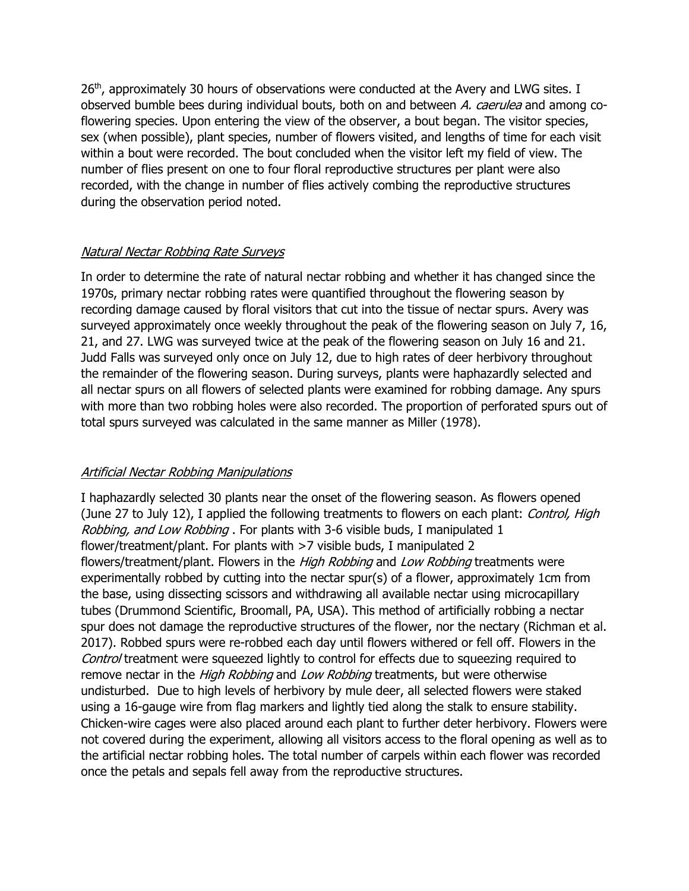26$^{th}$, approximately 30 hours of observations were conducted at the Avery and LWG sites. I observed bumble bees during individual bouts, both on and between *A. caerulea* and among co-flowering species. Upon entering the view of the observer, a bout began. The visitor species, sex (when possible), plant species, number of flowers visited, and lengths of time for each visit within a bout were recorded. The bout concluded when the visitor left my field of view. The number of flies present on one to four floral reproductive structures per plant were also recorded, with the change in number of flies actively combing the reproductive structures during the observation period noted.

### *Natural Nectar Robbing Rate Surveys*

In order to determine the rate of natural nectar robbing and whether it has changed since the 1970s, primary nectar robbing rates were quantified throughout the flowering season by recording damage caused by floral visitors that cut into the tissue of nectar spurs. Avery was surveyed approximately once weekly throughout the peak of the flowering season on July 7, 16, 21, and 27. LWG was surveyed twice at the peak of the flowering season on July 16 and 21. Judd Falls was surveyed only once on July 12, due to high rates of deer herbivory throughout the remainder of the flowering season. During surveys, plants were haphazardly selected and all nectar spurs on all flowers of selected plants were examined for robbing damage. Any spurs with more than two robbing holes were also recorded. The proportion of perforated spurs out of total spurs surveyed was calculated in the same manner as Miller (1978).

### *Artificial Nectar Robbing Manipulations*

I haphazardly selected 30 plants near the onset of the flowering season. As flowers opened (June 27 to July 12), I applied the following treatments to flowers on each plant: *Control, High Robbing, and Low Robbing* . For plants with 3-6 visible buds, I manipulated 1 flower/treatment/plant. For plants with >7 visible buds, I manipulated 2 flowers/treatment/plant. Flowers in the *High Robbing* and *Low Robbing* treatments were experimentally robbed by cutting into the nectar spur(s) of a flower, approximately 1cm from the base, using dissecting scissors and withdrawing all available nectar using microcapillary tubes (Drummond Scientific, Broomall, PA, USA). This method of artificially robbing a nectar spur does not damage the reproductive structures of the flower, nor the nectary (Richman et al. 2017). Robbed spurs were re-robbed each day until flowers withered or fell off. Flowers in the *Control* treatment were squeezed lightly to control for effects due to squeezing required to remove nectar in the *High Robbing* and *Low Robbing* treatments, but were otherwise undisturbed. Due to high levels of herbivory by mule deer, all selected flowers were staked using a 16-gauge wire from flag markers and lightly tied along the stalk to ensure stability. Chicken-wire cages were also placed around each plant to further deter herbivory. Flowers were not covered during the experiment, allowing all visitors access to the floral opening as well as to the artificial nectar robbing holes. The total number of carpels within each flower was recorded once the petals and sepals fell away from the reproductive structures.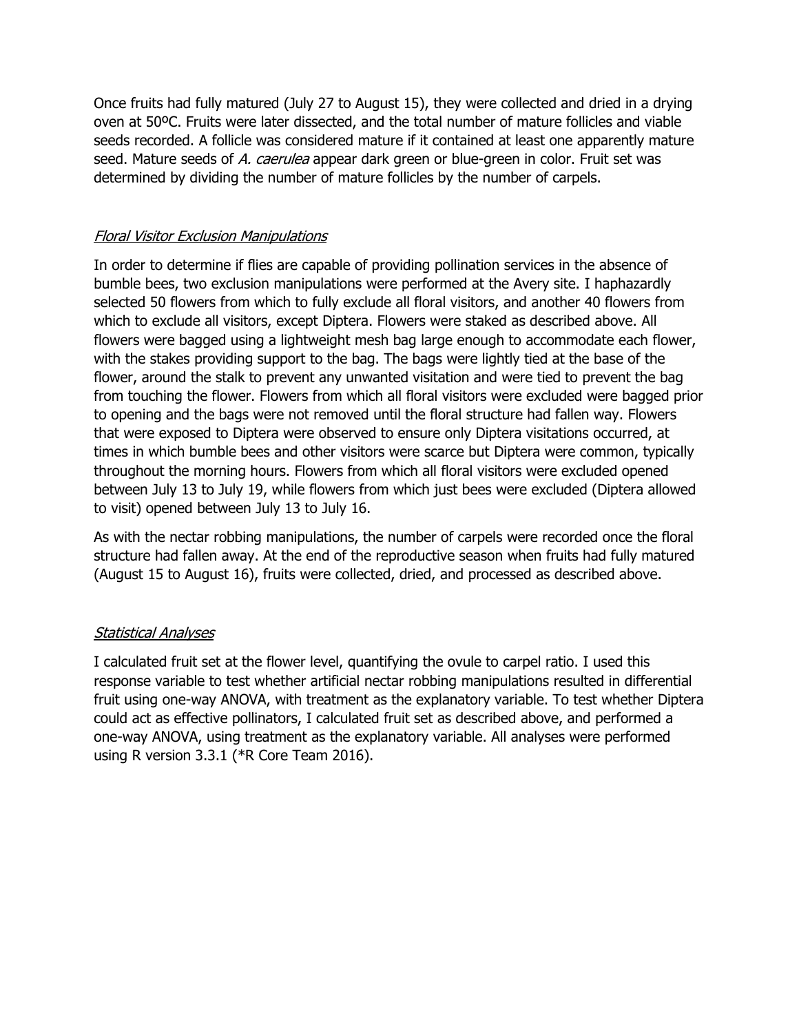Once fruits had fully matured (July 27 to August 15), they were collected and dried in a drying oven at 50ºC. Fruits were later dissected, and the total number of mature follicles and viable seeds recorded. A follicle was considered mature if it contained at least one apparently mature seed. Mature seeds of *A. caerulea* appear dark green or blue-green in color. Fruit set was determined by dividing the number of mature follicles by the number of carpels.

### *Floral Visitor Exclusion Manipulations*

In order to determine if flies are capable of providing pollination services in the absence of bumble bees, two exclusion manipulations were performed at the Avery site. I haphazardly selected 50 flowers from which to fully exclude all floral visitors, and another 40 flowers from which to exclude all visitors, except Diptera. Flowers were staked as described above. All flowers were bagged using a lightweight mesh bag large enough to accommodate each flower, with the stakes providing support to the bag. The bags were lightly tied at the base of the flower, around the stalk to prevent any unwanted visitation and were tied to prevent the bag from touching the flower. Flowers from which all floral visitors were excluded were bagged prior to opening and the bags were not removed until the floral structure had fallen way. Flowers that were exposed to Diptera were observed to ensure only Diptera visitations occurred, at times in which bumble bees and other visitors were scarce but Diptera were common, typically throughout the morning hours. Flowers from which all floral visitors were excluded opened between July 13 to July 19, while flowers from which just bees were excluded (Diptera allowed to visit) opened between July 13 to July 16.

As with the nectar robbing manipulations, the number of carpels were recorded once the floral structure had fallen away. At the end of the reproductive season when fruits had fully matured (August 15 to August 16), fruits were collected, dried, and processed as described above.

### *Statistical Analyses*

I calculated fruit set at the flower level, quantifying the ovule to carpel ratio. I used this response variable to test whether artificial nectar robbing manipulations resulted in differential fruit using one-way ANOVA, with treatment as the explanatory variable. To test whether Diptera could act as effective pollinators, I calculated fruit set as described above, and performed a one-way ANOVA, using treatment as the explanatory variable. All analyses were performed using R version 3.3.1 (*R Core Team 2016).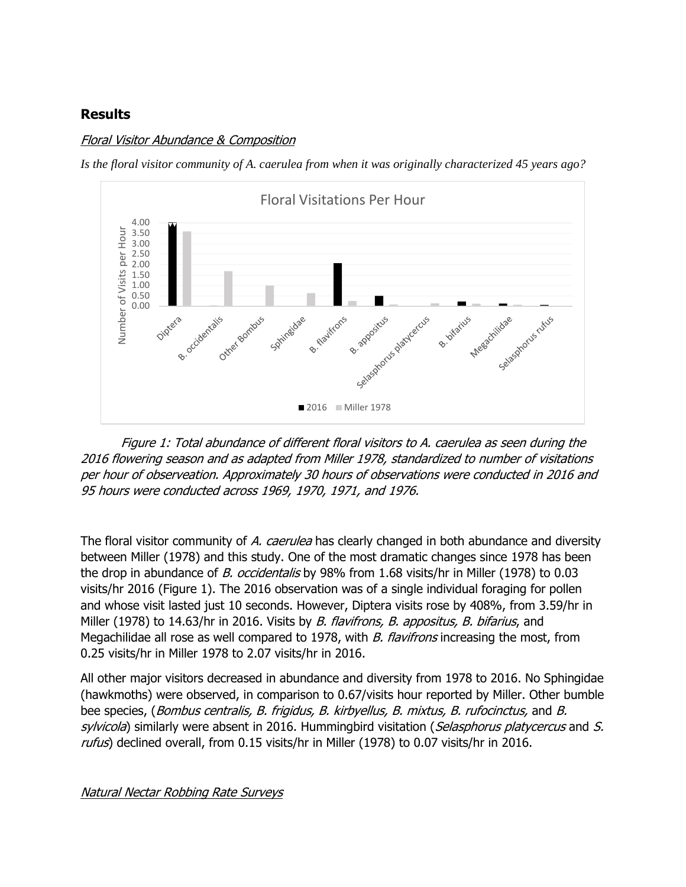## Results

### *Floral Visitor Abundance & Composition*

*Is the floral visitor community of A. caerulea from when it was originally characterized 45 years ago?*

*Figure 1: Total abundance of different floral visitors to A. caerulea as seen during the 2016 flowering season and as adapted from Miller 1978, standardized to number of visitations per hour of obserevation. Approximately 30 hours of observations were conducted in 2016 and 95 hours were conducted across 1969, 1970, 1971, and 1976.*

The floral visitor community of *A. caerulea* has clearly changed in both abundance and diversity between Miller (1978) and this study. One of the most dramatic changes since 1978 has been the drop in abundance of *B. occidentalis* by 98% from 1.68 visits/hr in Miller (1978) to 0.03 visits/hr 2016 (Figure 1). The 2016 observation was of a single individual foraging for pollen and whose visit lasted just 10 seconds. However, Diptera visits rose by 408%, from 3.59/hr in Miller (1978) to 14.63/hr in 2016. Visits by *B. flavifrons, B. appositus, B. bifarius*, and Megachilidae all rose as well compared to 1978, with *B. flavifrons* increasing the most, from 0.25 visits/hr in Miller 1978 to 2.07 visits/hr in 2016.

All other major visitors decreased in abundance and diversity from 1978 to 2016. No Sphingidae (hawkmoths) were observed, in comparison to 0.67/visits hour reported by Miller. Other bumble bee species, (*Bombus centralis, B. frigidus, B. kirbyellus, B. mixtus, B. rufocinctus,* and *B. sylvicola*) similarly were absent in 2016. Hummingbird visitation (*Selasphorus platycercus* and *S. rufus*) declined overall, from 0.15 visits/hr in Miller (1978) to 0.07 visits/hr in 2016.

### *Natural Nectar Robbing Rate Surveys*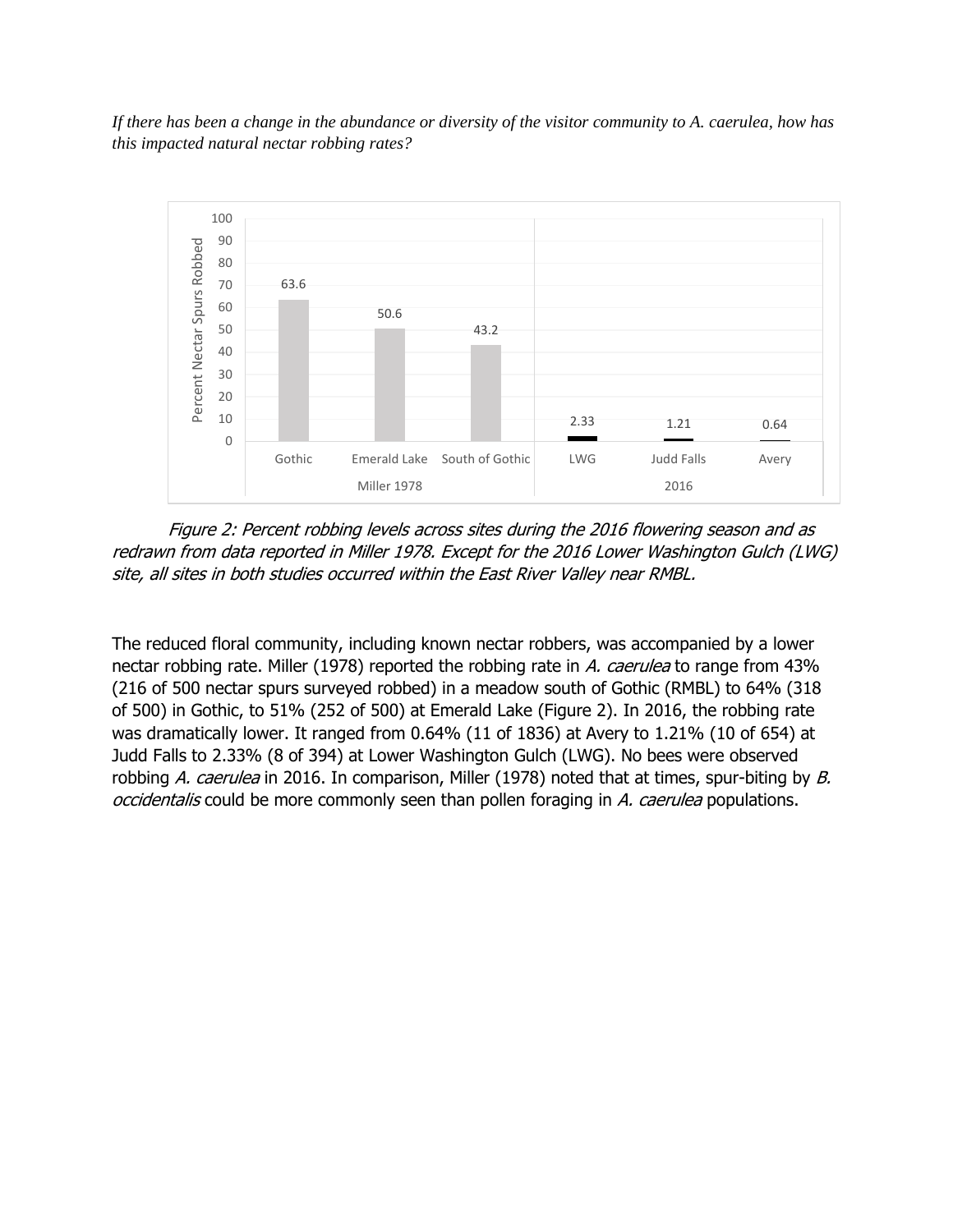*If there has been a change in the abundance or diversity of the visitor community to A. caerulea, how has this impacted natural nectar robbing rates?*

*Figure 2: Percent robbing levels across sites during the 2016 flowering season and as redrawn from data reported in Miller 1978. Except for the 2016 Lower Washington Gulch (LWG) site, all sites in both studies occurred within the East River Valley near RMBL.*

The reduced floral community, including known nectar robbers, was accompanied by a lower nectar robbing rate. Miller (1978) reported the robbing rate in *A. caerulea* to range from 43% (216 of 500 nectar spurs surveyed robbed) in a meadow south of Gothic (RMBL) to 64% (318 of 500) in Gothic, to 51% (252 of 500) at Emerald Lake (Figure 2). In 2016, the robbing rate was dramatically lower. It ranged from 0.64% (11 of 1836) at Avery to 1.21% (10 of 654) at Judd Falls to 2.33% (8 of 394) at Lower Washington Gulch (LWG). No bees were observed robbing *A. caerulea* in 2016. In comparison, Miller (1978) noted that at times, spur-biting by *B. occidentalis* could be more commonly seen than pollen foraging in *A. caerulea* populations.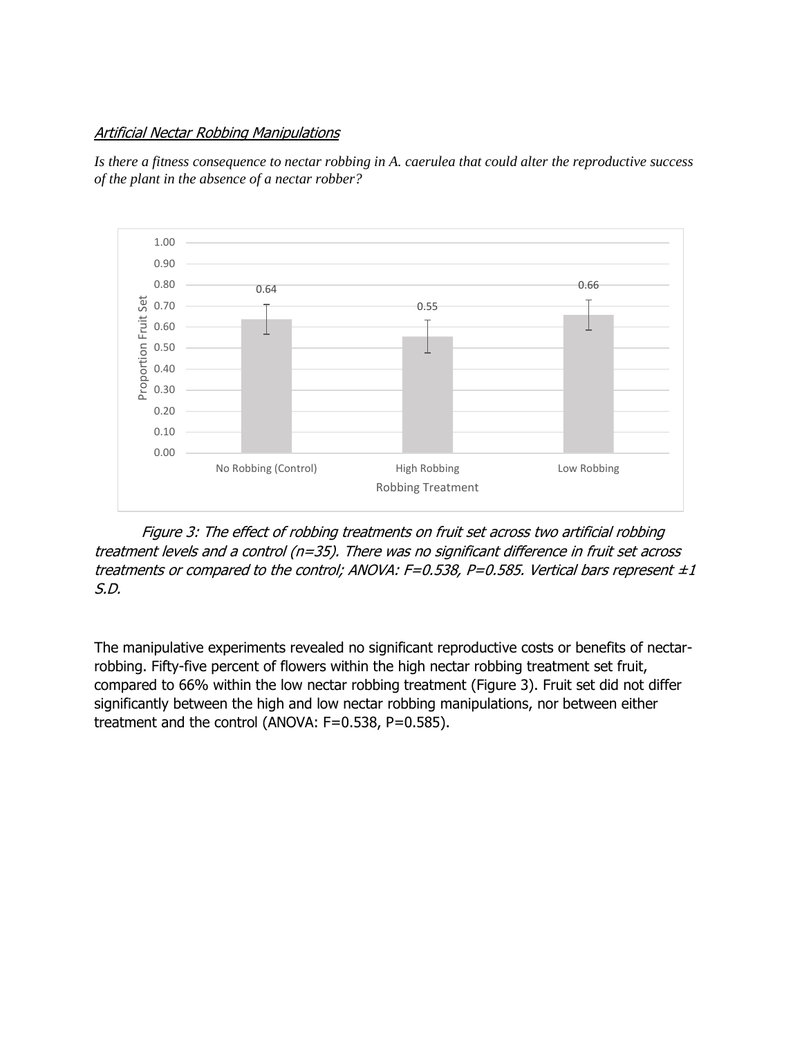*Artificial Nectar Robbing Manipulations*

*Is there a fitness consequence to nectar robbing in A. caerulea that could alter the reproductive success of the plant in the absence of a nectar robber?*

*Figure 3: The effect of robbing treatments on fruit set across two artificial robbing treatment levels and a control (n=35). There was no significant difference in fruit set across treatments or compared to the control; ANOVA: F=0.538, P=0.585. Vertical bars represent ±1 S.D.*

The manipulative experiments revealed no significant reproductive costs or benefits of nectar-robbing. Fifty-five percent of flowers within the high nectar robbing treatment set fruit, compared to 66% within the low nectar robbing treatment (Figure 3). Fruit set did not differ significantly between the high and low nectar robbing manipulations, nor between either treatment and the control (ANOVA: F=0.538, P=0.585).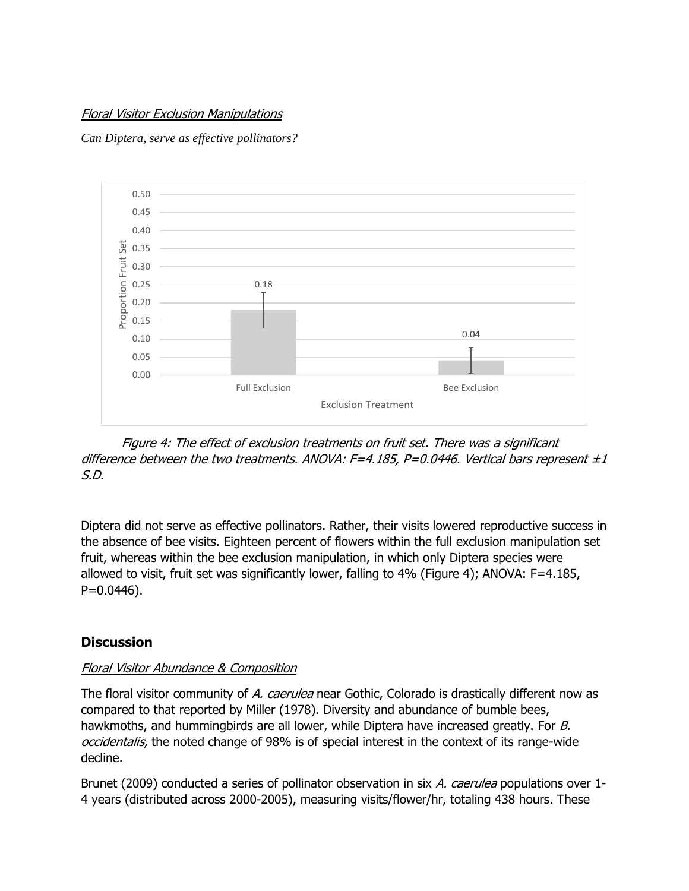*Floral Visitor Exclusion Manipulations*

*Can Diptera, serve as effective pollinators?*

*Figure 4: The effect of exclusion treatments on fruit set. There was a significant difference between the two treatments. ANOVA: F=4.185, P=0.0446. Vertical bars represent ±1 S.D.*

Diptera did not serve as effective pollinators. Rather, their visits lowered reproductive success in the absence of bee visits. Eighteen percent of flowers within the full exclusion manipulation set fruit, whereas within the bee exclusion manipulation, in which only Diptera species were allowed to visit, fruit set was significantly lower, falling to 4% (Figure 4); ANOVA: $F=4.185$, $P=0.0446$).

## Discussion

*Floral Visitor Abundance & Composition*

The floral visitor community of *A. caerulea* near Gothic, Colorado is drastically different now as compared to that reported by Miller (1978). Diversity and abundance of bumble bees, hawkmoths, and hummingbirds are all lower, while Diptera have increased greatly. For *B. occidentalis,* the noted change of 98% is of special interest in the context of its range-wide decline.

Brunet (2009) conducted a series of pollinator observation in six *A. caerulea* populations over 1-4 years (distributed across 2000-2005), measuring visits/flower/hr, totaling 438 hours. These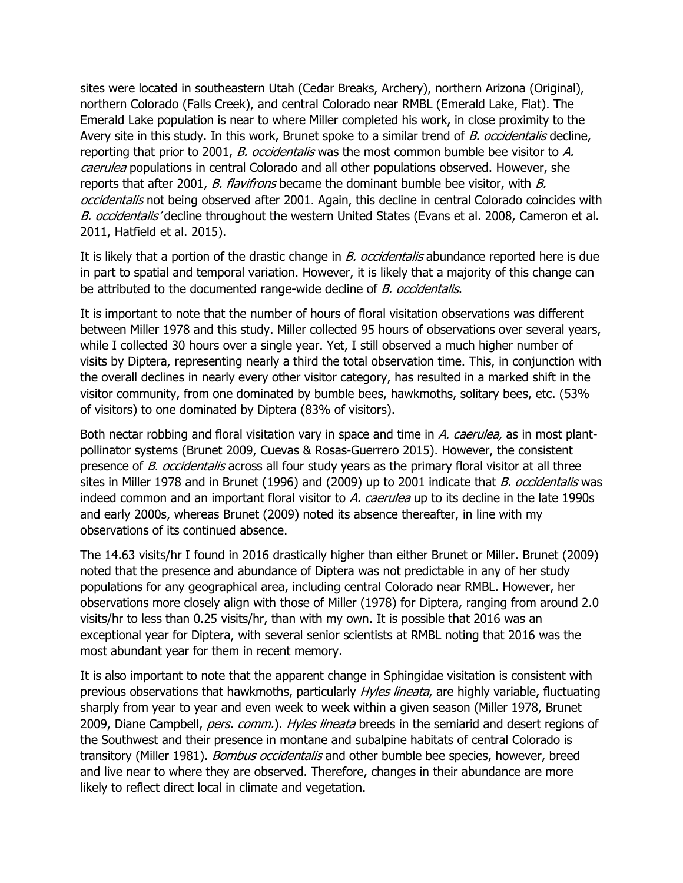sites were located in southeastern Utah (Cedar Breaks, Archery), northern Arizona (Original), northern Colorado (Falls Creek), and central Colorado near RMBL (Emerald Lake, Flat). The Emerald Lake population is near to where Miller completed his work, in close proximity to the Avery site in this study. In this work, Brunet spoke to a similar trend of *B. occidentalis* decline, reporting that prior to 2001, *B. occidentalis* was the most common bumble bee visitor to *A. caerulea* populations in central Colorado and all other populations observed. However, she reports that after 2001, *B. flavifrons* became the dominant bumble bee visitor, with *B. occidentalis* not being observed after 2001. Again, this decline in central Colorado coincides with *B. occidentalis'* decline throughout the western United States (Evans et al. 2008, Cameron et al. 2011, Hatfield et al. 2015).

It is likely that a portion of the drastic change in *B. occidentalis* abundance reported here is due in part to spatial and temporal variation. However, it is likely that a majority of this change can be attributed to the documented range-wide decline of *B. occidentalis*.

It is important to note that the number of hours of floral visitation observations was different between Miller 1978 and this study. Miller collected 95 hours of observations over several years, while I collected 30 hours over a single year. Yet, I still observed a much higher number of visits by Diptera, representing nearly a third the total observation time. This, in conjunction with the overall declines in nearly every other visitor category, has resulted in a marked shift in the visitor community, from one dominated by bumble bees, hawkmoths, solitary bees, etc. (53% of visitors) to one dominated by Diptera (83% of visitors).

Both nectar robbing and floral visitation vary in space and time in *A. caerulea,* as in most plant-pollinator systems (Brunet 2009, Cuevas & Rosas-Guerrero 2015). However, the consistent presence of *B. occidentalis* across all four study years as the primary floral visitor at all three sites in Miller 1978 and in Brunet (1996) and (2009) up to 2001 indicate that *B. occidentalis* was indeed common and an important floral visitor to *A. caerulea* up to its decline in the late 1990s and early 2000s, whereas Brunet (2009) noted its absence thereafter, in line with my observations of its continued absence.

The 14.63 visits/hr I found in 2016 drastically higher than either Brunet or Miller. Brunet (2009) noted that the presence and abundance of Diptera was not predictable in any of her study populations for any geographical area, including central Colorado near RMBL. However, her observations more closely align with those of Miller (1978) for Diptera, ranging from around 2.0 visits/hr to less than 0.25 visits/hr, than with my own. It is possible that 2016 was an exceptional year for Diptera, with several senior scientists at RMBL noting that 2016 was the most abundant year for them in recent memory.

It is also important to note that the apparent change in Sphingidae visitation is consistent with previous observations that hawkmoths, particularly *Hyles lineata*, are highly variable, fluctuating sharply from year to year and even week to week within a given season (Miller 1978, Brunet 2009, Diane Campbell, *pers. comm.*). *Hyles lineata* breeds in the semiarid and desert regions of the Southwest and their presence in montane and subalpine habitats of central Colorado is transitory (Miller 1981). *Bombus occidentalis* and other bumble bee species, however, breed and live near to where they are observed. Therefore, changes in their abundance are more likely to reflect direct local in climate and vegetation.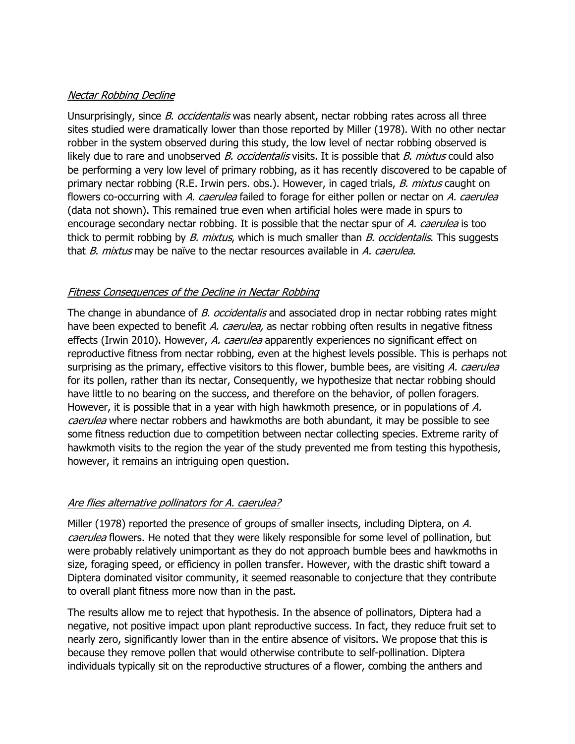*Nectar Robbing Decline*

Unsurprisingly, since *B. occidentalis* was nearly absent, nectar robbing rates across all three sites studied were dramatically lower than those reported by Miller (1978). With no other nectar robber in the system observed during this study, the low level of nectar robbing observed is likely due to rare and unobserved *B. occidentalis* visits. It is possible that *B. mixtus* could also be performing a very low level of primary robbing, as it has recently discovered to be capable of primary nectar robbing (R.E. Irwin pers. obs.). However, in caged trials, *B. mixtus* caught on flowers co-occurring with *A. caerulea* failed to forage for either pollen or nectar on *A. caerulea* (data not shown). This remained true even when artificial holes were made in spurs to encourage secondary nectar robbing. It is possible that the nectar spur of *A. caerulea* is too thick to permit robbing by *B. mixtus*, which is much smaller than *B. occidentalis*. This suggests that *B. mixtus* may be naïve to the nectar resources available in *A. caerulea*.

*Fitness Consequences of the Decline in Nectar Robbing*

The change in abundance of *B. occidentalis* and associated drop in nectar robbing rates might have been expected to benefit *A. caerulea,* as nectar robbing often results in negative fitness effects (Irwin 2010). However, *A. caerulea* apparently experiences no significant effect on reproductive fitness from nectar robbing, even at the highest levels possible. This is perhaps not surprising as the primary, effective visitors to this flower, bumble bees, are visiting *A. caerulea* for its pollen, rather than its nectar, Consequently, we hypothesize that nectar robbing should have little to no bearing on the success, and therefore on the behavior, of pollen foragers. However, it is possible that in a year with high hawkmoth presence, or in populations of *A. caerulea* where nectar robbers and hawkmoths are both abundant, it may be possible to see some fitness reduction due to competition between nectar collecting species. Extreme rarity of hawkmoth visits to the region the year of the study prevented me from testing this hypothesis, however, it remains an intriguing open question.

*Are flies alternative pollinators for A. caerulea?*

Miller (1978) reported the presence of groups of smaller insects, including Diptera, on *A. caerulea* flowers. He noted that they were likely responsible for some level of pollination, but were probably relatively unimportant as they do not approach bumble bees and hawkmoths in size, foraging speed, or efficiency in pollen transfer. However, with the drastic shift toward a Diptera dominated visitor community, it seemed reasonable to conjecture that they contribute to overall plant fitness more now than in the past.

The results allow me to reject that hypothesis. In the absence of pollinators, Diptera had a negative, not positive impact upon plant reproductive success. In fact, they reduce fruit set to nearly zero, significantly lower than in the entire absence of visitors. We propose that this is because they remove pollen that would otherwise contribute to self-pollination. Diptera individuals typically sit on the reproductive structures of a flower, combing the anthers and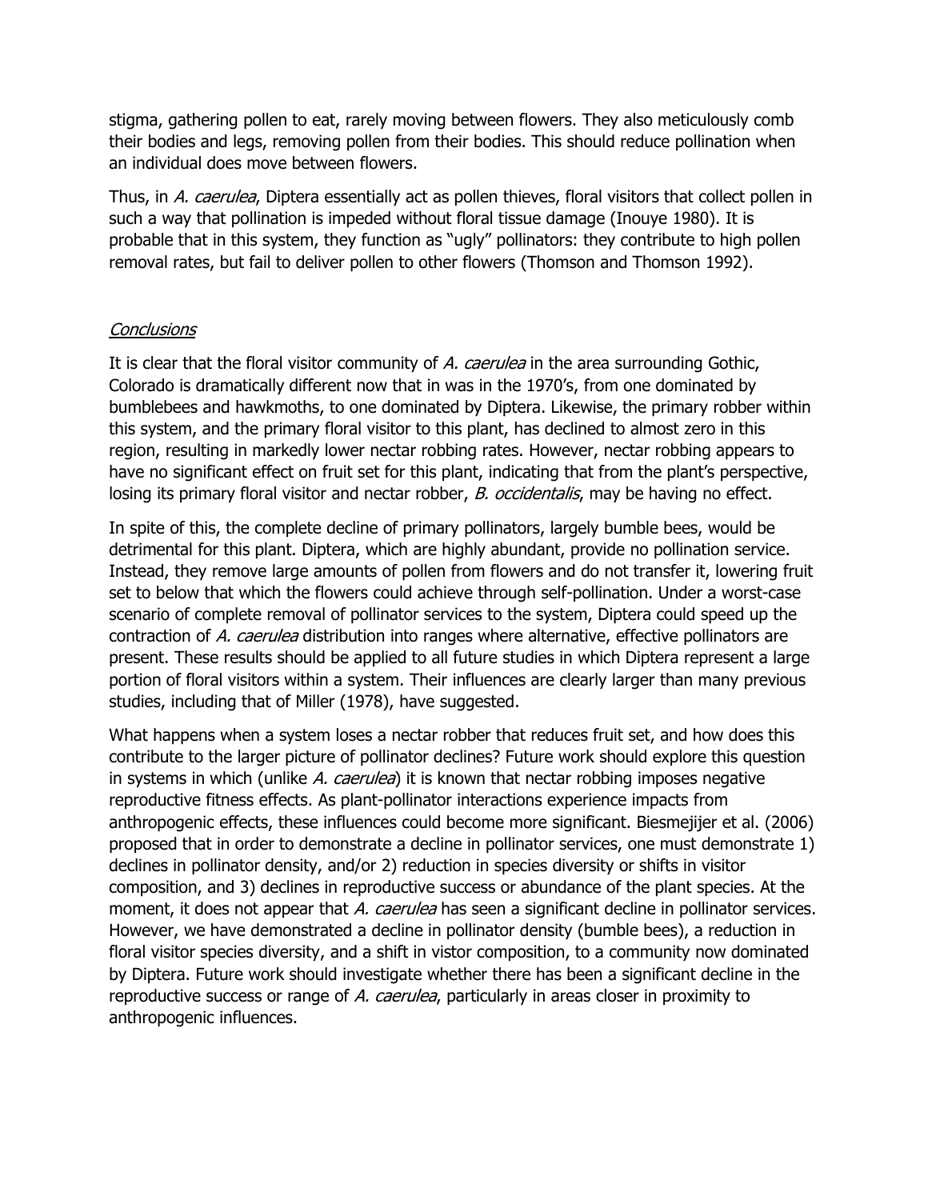stigma, gathering pollen to eat, rarely moving between flowers. They also meticulously comb their bodies and legs, removing pollen from their bodies. This should reduce pollination when an individual does move between flowers.

Thus, in *A. caerulea*, Diptera essentially act as pollen thieves, floral visitors that collect pollen in such a way that pollination is impeded without floral tissue damage (Inouye 1980). It is probable that in this system, they function as "ugly" pollinators: they contribute to high pollen removal rates, but fail to deliver pollen to other flowers (Thomson and Thomson 1992).

## Conclusions

It is clear that the floral visitor community of *A. caerulea* in the area surrounding Gothic, Colorado is dramatically different now that in was in the 1970's, from one dominated by bumblebees and hawkmoths, to one dominated by Diptera. Likewise, the primary robber within this system, and the primary floral visitor to this plant, has declined to almost zero in this region, resulting in markedly lower nectar robbing rates. However, nectar robbing appears to have no significant effect on fruit set for this plant, indicating that from the plant's perspective, losing its primary floral visitor and nectar robber, *B. occidentalis*, may be having no effect.

In spite of this, the complete decline of primary pollinators, largely bumble bees, would be detrimental for this plant. Diptera, which are highly abundant, provide no pollination service. Instead, they remove large amounts of pollen from flowers and do not transfer it, lowering fruit set to below that which the flowers could achieve through self-pollination. Under a worst-case scenario of complete removal of pollinator services to the system, Diptera could speed up the contraction of *A. caerulea* distribution into ranges where alternative, effective pollinators are present. These results should be applied to all future studies in which Diptera represent a large portion of floral visitors within a system. Their influences are clearly larger than many previous studies, including that of Miller (1978), have suggested.

What happens when a system loses a nectar robber that reduces fruit set, and how does this contribute to the larger picture of pollinator declines? Future work should explore this question in systems in which (unlike *A. caerulea*) it is known that nectar robbing imposes negative reproductive fitness effects. As plant-pollinator interactions experience impacts from anthropogenic effects, these influences could become more significant. Biesmejijer et al. (2006) proposed that in order to demonstrate a decline in pollinator services, one must demonstrate 1) declines in pollinator density, and/or 2) reduction in species diversity or shifts in visitor composition, and 3) declines in reproductive success or abundance of the plant species. At the moment, it does not appear that *A. caerulea* has seen a significant decline in pollinator services. However, we have demonstrated a decline in pollinator density (bumble bees), a reduction in floral visitor species diversity, and a shift in vistor composition, to a community now dominated by Diptera. Future work should investigate whether there has been a significant decline in the reproductive success or range of *A. caerulea*, particularly in areas closer in proximity to anthropogenic influences.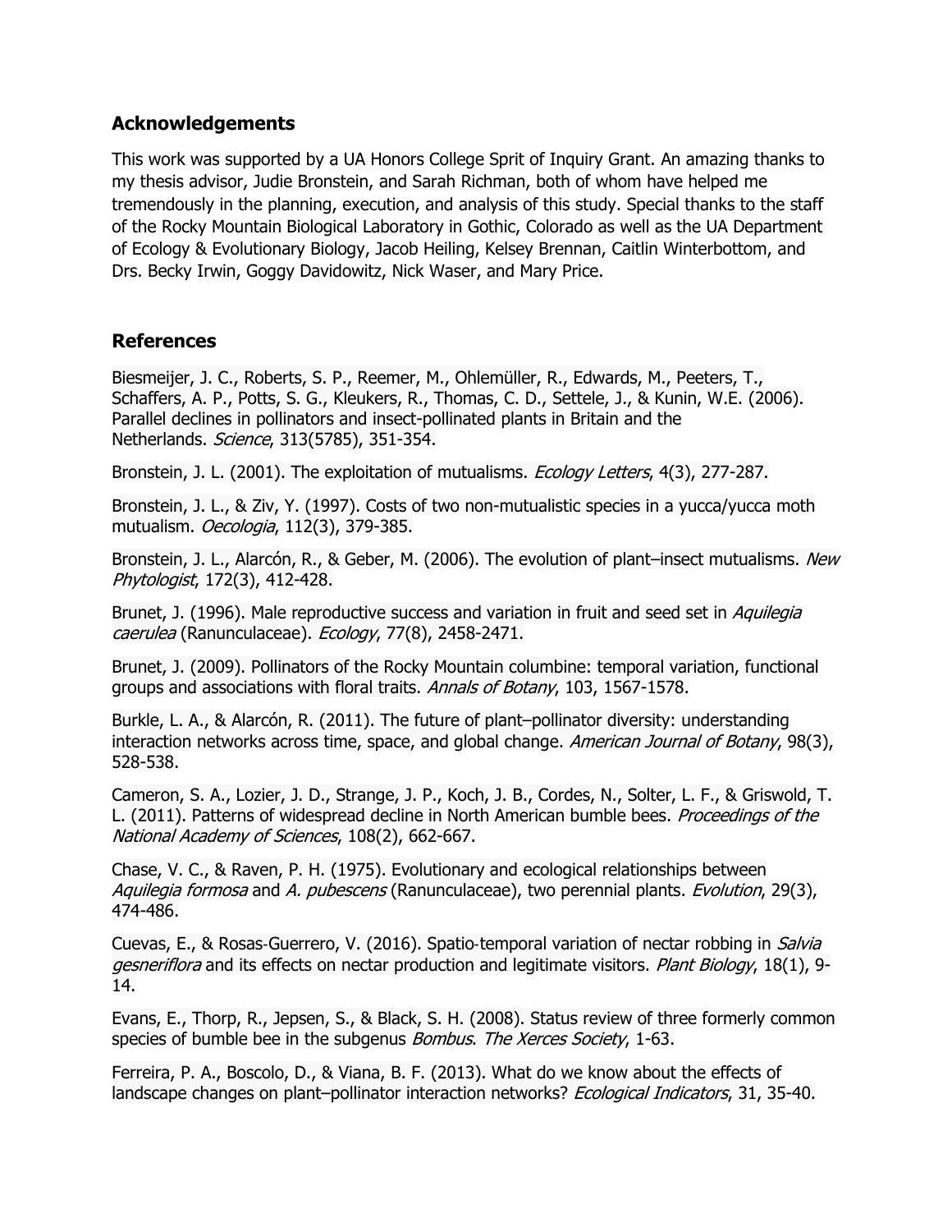## Acknowledgements

This work was supported by a UA Honors College Sprit of Inquiry Grant. An amazing thanks to my thesis advisor, Judie Bronstein, and Sarah Richman, both of whom have helped me tremendously in the planning, execution, and analysis of this study. Special thanks to the staff of the Rocky Mountain Biological Laboratory in Gothic, Colorado as well as the UA Department of Ecology & Evolutionary Biology, Jacob Heiling, Kelsey Brennan, Caitlin Winterbottom, and Drs. Becky Irwin, Goggy Davidowitz, Nick Waser, and Mary Price.

## References

Biesmeijer, J. C., Roberts, S. P., Reemer, M., Ohlemüller, R., Edwards, M., Peeters, T., Schaffers, A. P., Potts, S. G., Kleukers, R., Thomas, C. D., Settele, J., & Kunin, W.E. (2006). Parallel declines in pollinators and insect-pollinated plants in Britain and the Netherlands. *Science*, 313(5785), 351-354.

Bronstein, J. L. (2001). The exploitation of mutualisms. *Ecology Letters*, 4(3), 277-287.

Bronstein, J. L., & Ziv, Y. (1997). Costs of two non-mutualistic species in a yucca/yucca moth mutualism. *Oecologia*, 112(3), 379-385.

Bronstein, J. L., Alarcón, R., & Geber, M. (2006). The evolution of plant–insect mutualisms. *New Phytologist*, 172(3), 412-428.

Brunet, J. (1996). Male reproductive success and variation in fruit and seed set in *Aquilegia caerulea* (Ranunculaceae). *Ecology*, 77(8), 2458-2471.

Brunet, J. (2009). Pollinators of the Rocky Mountain columbine: temporal variation, functional groups and associations with floral traits. *Annals of Botany*, 103, 1567-1578.

Burkle, L. A., & Alarcón, R. (2011). The future of plant–pollinator diversity: understanding interaction networks across time, space, and global change. *American Journal of Botany*, 98(3), 528-538.

Cameron, S. A., Lozier, J. D., Strange, J. P., Koch, J. B., Cordes, N., Solter, L. F., & Griswold, T. L. (2011). Patterns of widespread decline in North American bumble bees. *Proceedings of the National Academy of Sciences*, 108(2), 662-667.

Chase, V. C., & Raven, P. H. (1975). Evolutionary and ecological relationships between *Aquilegia formosa* and *A. pubescens* (Ranunculaceae), two perennial plants. *Evolution*, 29(3), 474-486.

Cuevas, E., & Rosas‐Guerrero, V. (2016). Spatio‐temporal variation of nectar robbing in *Salvia gesneriflora* and its effects on nectar production and legitimate visitors. *Plant Biology*, 18(1), 9-14.

Evans, E., Thorp, R., Jepsen, S., & Black, S. H. (2008). Status review of three formerly common species of bumble bee in the subgenus *Bombus*. *The Xerces Society*, 1-63.

Ferreira, P. A., Boscolo, D., & Viana, B. F. (2013). What do we know about the effects of landscape changes on plant–pollinator interaction networks? *Ecological Indicators*, 31, 35-40.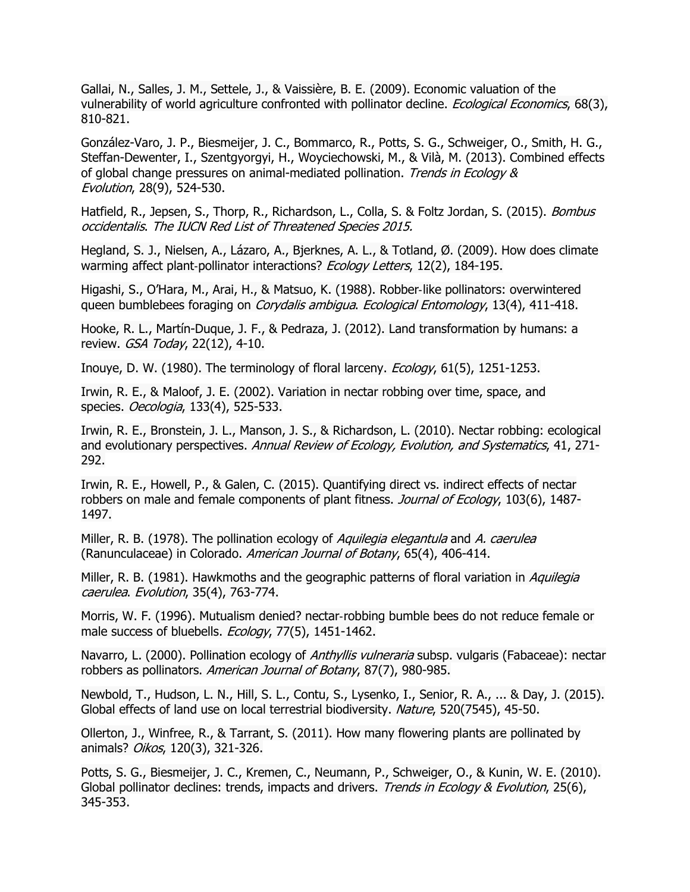Gallai, N., Salles, J. M., Settele, J., & Vaissière, B. E. (2009). Economic valuation of the vulnerability of world agriculture confronted with pollinator decline. *Ecological Economics*, 68(3), 810-821.

González-Varo, J. P., Biesmeijer, J. C., Bommarco, R., Potts, S. G., Schweiger, O., Smith, H. G., Steffan-Dewenter, I., Szentgyorgyi, H., Woyciechowski, M., & Vilà, M. (2013). Combined effects of global change pressures on animal-mediated pollination. *Trends in Ecology & Evolution*, 28(9), 524-530.

Hatfield, R., Jepsen, S., Thorp, R., Richardson, L., Colla, S. & Foltz Jordan, S. (2015). *Bombus occidentalis*. *The IUCN Red List of Threatened Species 2015.*

Hegland, S. J., Nielsen, A., Lázaro, A., Bjerknes, A. L., & Totland, Ø. (2009). How does climate warming affect plant-pollinator interactions? *Ecology Letters*, 12(2), 184-195.

Higashi, S., O'Hara, M., Arai, H., & Matsuo, K. (1988). Robber-like pollinators: overwintered queen bumblebees foraging on *Corydalis ambigua*. *Ecological Entomology*, 13(4), 411-418.

Hooke, R. L., Martín-Duque, J. F., & Pedraza, J. (2012). Land transformation by humans: a review. *GSA Today*, 22(12), 4-10.

Inouye, D. W. (1980). The terminology of floral larceny. *Ecology*, 61(5), 1251-1253.

Irwin, R. E., & Maloof, J. E. (2002). Variation in nectar robbing over time, space, and species. *Oecologia*, 133(4), 525-533.

Irwin, R. E., Bronstein, J. L., Manson, J. S., & Richardson, L. (2010). Nectar robbing: ecological and evolutionary perspectives. *Annual Review of Ecology, Evolution, and Systematics*, 41, 271-292.

Irwin, R. E., Howell, P., & Galen, C. (2015). Quantifying direct vs. indirect effects of nectar robbers on male and female components of plant fitness. *Journal of Ecology*, 103(6), 1487-1497.

Miller, R. B. (1978). The pollination ecology of *Aquilegia elegantula* and *A. caerulea* (Ranunculaceae) in Colorado. *American Journal of Botany*, 65(4), 406-414.

Miller, R. B. (1981). Hawkmoths and the geographic patterns of floral variation in *Aquilegia caerulea*. *Evolution*, 35(4), 763-774.

Morris, W. F. (1996). Mutualism denied? nectar-robbing bumble bees do not reduce female or male success of bluebells. *Ecology*, 77(5), 1451-1462.

Navarro, L. (2000). Pollination ecology of *Anthyllis vulneraria* subsp. vulgaris (Fabaceae): nectar robbers as pollinators. *American Journal of Botany*, 87(7), 980-985.

Newbold, T., Hudson, L. N., Hill, S. L., Contu, S., Lysenko, I., Senior, R. A., ... & Day, J. (2015). Global effects of land use on local terrestrial biodiversity. *Nature*, 520(7545), 45-50.

Ollerton, J., Winfree, R., & Tarrant, S. (2011). How many flowering plants are pollinated by animals? *Oikos*, 120(3), 321-326.

Potts, S. G., Biesmeijer, J. C., Kremen, C., Neumann, P., Schweiger, O., & Kunin, W. E. (2010). Global pollinator declines: trends, impacts and drivers. *Trends in Ecology & Evolution*, 25(6), 345-353.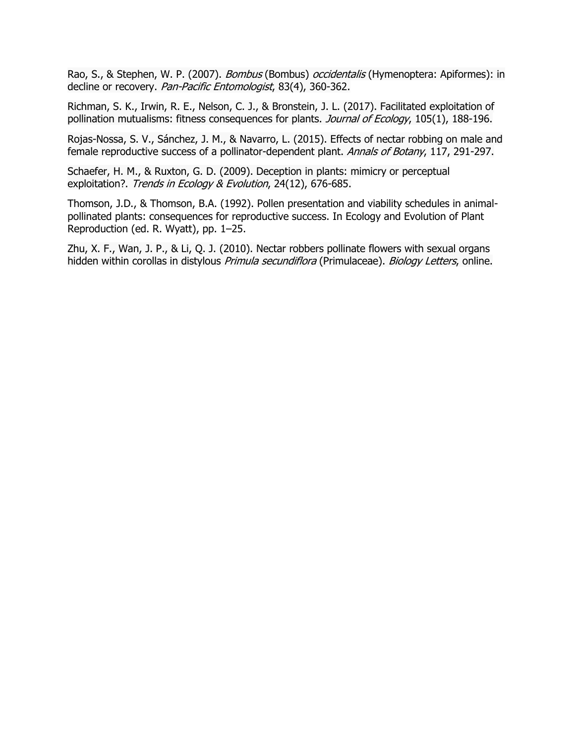Rao, S., & Stephen, W. P. (2007). *Bombus* (Bombus) *occidentalis* (Hymenoptera: Apiformes): in decline or recovery. *Pan-Pacific Entomologist*, 83(4), 360-362.

Richman, S. K., Irwin, R. E., Nelson, C. J., & Bronstein, J. L. (2017). Facilitated exploitation of pollination mutualisms: fitness consequences for plants. *Journal of Ecology*, 105(1), 188-196.

Rojas-Nossa, S. V., Sánchez, J. M., & Navarro, L. (2015). Effects of nectar robbing on male and female reproductive success of a pollinator-dependent plant. *Annals of Botany*, 117, 291-297.

Schaefer, H. M., & Ruxton, G. D. (2009). Deception in plants: mimicry or perceptual exploitation?. *Trends in Ecology & Evolution*, 24(12), 676-685.

Thomson, J.D., & Thomson, B.A. (1992). Pollen presentation and viability schedules in animal-pollinated plants: consequences for reproductive success. In Ecology and Evolution of Plant Reproduction (ed. R. Wyatt), pp. 1–25.

Zhu, X. F., Wan, J. P., & Li, Q. J. (2010). Nectar robbers pollinate flowers with sexual organs hidden within corollas in distylous *Primula secundiflora* (Primulaceae). *Biology Letters*, online.